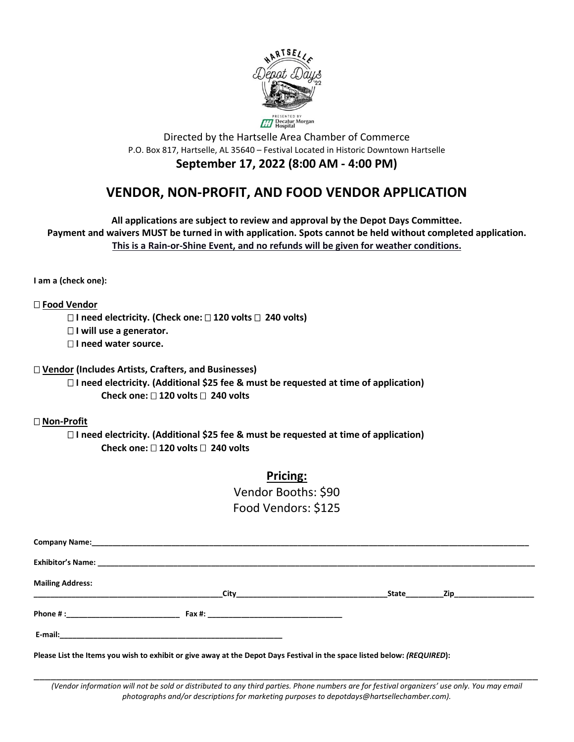Directed by the Hartselle Area Chamber of Commerce

P.O. Box 817, Hartselle, AL 35640 – Festival Located in Historic Downtown Hartselle

**September 17, 2022 (8:00 AM - 4:00 PM)**

# VENDOR, NON-PROFIT, AND FOOD VENDOR APPLICATION

**All applications are subject to review and approval by the Depot Days Committee.**
**Payment and waivers MUST be turned in with application. Spots cannot be held without completed application.**
**This is a Rain-or-Shine Event, and no refunds will be given for weather conditions.**

**I am a (check one):**

☐ **Food Vendor**

- ☐ **I need electricity. (Check one: ☐ 120 volts ☐ 240 volts)**
- ☐ **I will use a generator.**
- ☐ **I need water source.**

☐ **Vendor (Includes Artists, Crafters, and Businesses)**

- ☐ **I need electricity. (Additional $25 fee & must be requested at time of application)**
  **Check one: ☐ 120 volts ☐ 240 volts**

☐ **Non-Profit**

- ☐ **I need electricity. (Additional $25 fee & must be requested at time of application)**
  **Check one: ☐ 120 volts ☐ 240 volts**

## Pricing:

Vendor Booths: $90

Food Vendors: $125

**Company Name:**______________________________________________

**Exhibitor's Name:** ______________________________________________

**Mailing Address:**
______________________________**City**____________________**State**________**Zip**__________________

**Phone # :**___________________________ **Fax #:** ________________________________

**E-mail:**______________________________________________

**Please List the Items you wish to exhibit or give away at the Depot Days Festival in the space listed below: *(REQUIRED)*:**

______________________________________________________________________________

*(Vendor information will not be sold or distributed to any third parties. Phone numbers are for festival organizers' use only. You may email photographs and/or descriptions for marketing purposes to depotdays@hartsellechamber.com).*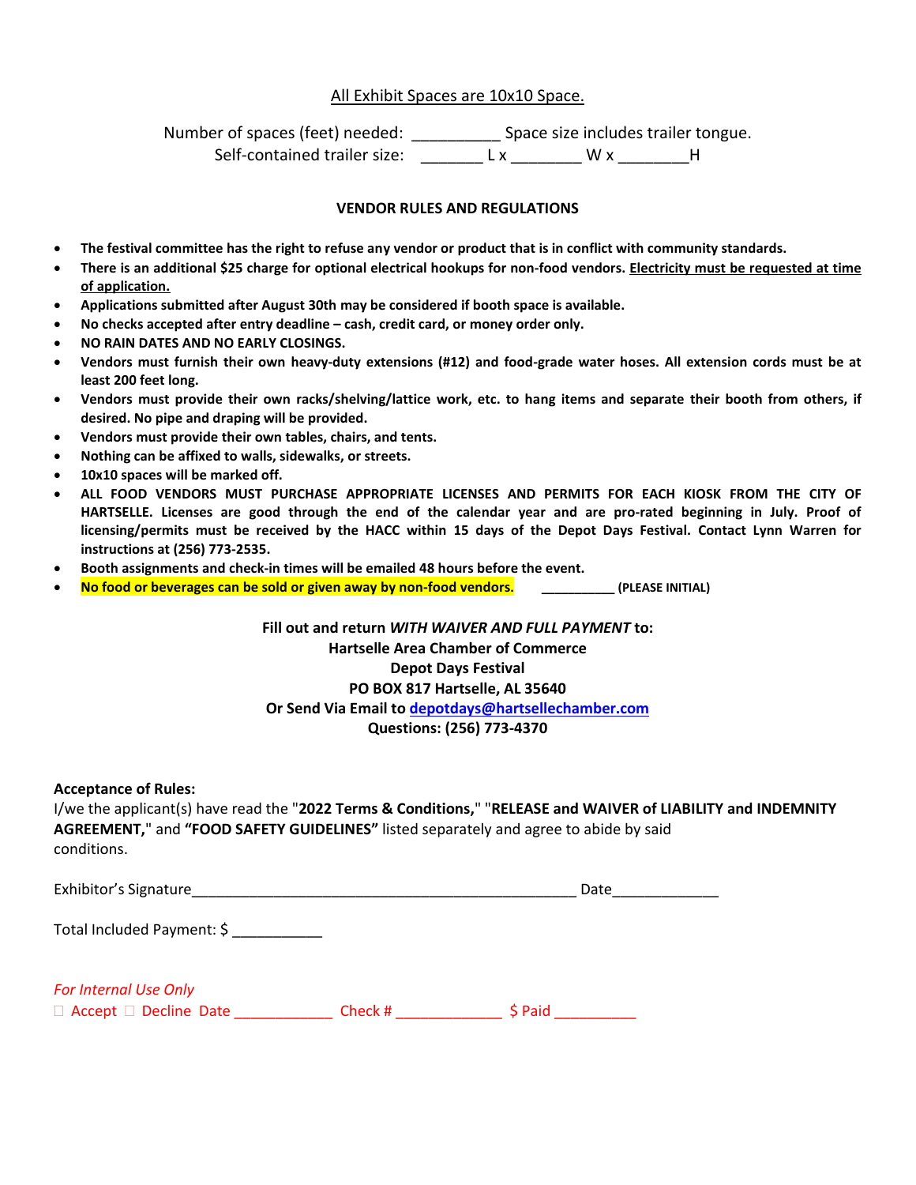All Exhibit Spaces are 10x10 Space.

Number of spaces (feet) needed: __________ Space size includes trailer tongue.
Self-contained trailer size: _______ L x ________ W x ________H

**VENDOR RULES AND REGULATIONS**

- **The festival committee has the right to refuse any vendor or product that is in conflict with community standards.**
- **There is an additional $25 charge for optional electrical hookups for non-food vendors. Electricity must be requested at time of application.**
- **Applications submitted after August 30th may be considered if booth space is available.**
- **No checks accepted after entry deadline – cash, credit card, or money order only.**
- **NO RAIN DATES AND NO EARLY CLOSINGS.**
- **Vendors must furnish their own heavy-duty extensions (#12) and food-grade water hoses. All extension cords must be at least 200 feet long.**
- **Vendors must provide their own racks/shelving/lattice work, etc. to hang items and separate their booth from others, if desired. No pipe and draping will be provided.**
- **Vendors must provide their own tables, chairs, and tents.**
- **Nothing can be affixed to walls, sidewalks, or streets.**
- **10x10 spaces will be marked off.**
- **ALL FOOD VENDORS MUST PURCHASE APPROPRIATE LICENSES AND PERMITS FOR EACH KIOSK FROM THE CITY OF HARTSELLE. Licenses are good through the end of the calendar year and are pro-rated beginning in July. Proof of licensing/permits must be received by the HACC within 15 days of the Depot Days Festival. Contact Lynn Warren for instructions at (256) 773-2535.**
- **Booth assignments and check-in times will be emailed 48 hours before the event.**
- **No food or beverages can be sold or given away by non-food vendors.** __________ **(PLEASE INITIAL)**

**Fill out and return *WITH WAIVER AND FULL PAYMENT* to:**
**Hartselle Area Chamber of Commerce**
**Depot Days Festival**
**PO BOX 817 Hartselle, AL 35640**
**Or Send Via Email to depotdays@hartsellechamber.com**
**Questions: (256) 773-4370**

**Acceptance of Rules:**
I/we the applicant(s) have read the "**2022 Terms & Conditions,**" "**RELEASE and WAIVER of LIABILITY and INDEMNITY AGREEMENT,**" and **"FOOD SAFETY GUIDELINES"** listed separately and agree to abide by said conditions.

Exhibitor's Signature_________________________________________________ Date_____________

Total Included Payment: $ ___________

*For Internal Use Only*
☐ Accept ☐ Decline Date ____________ Check # _____________ $ Paid __________